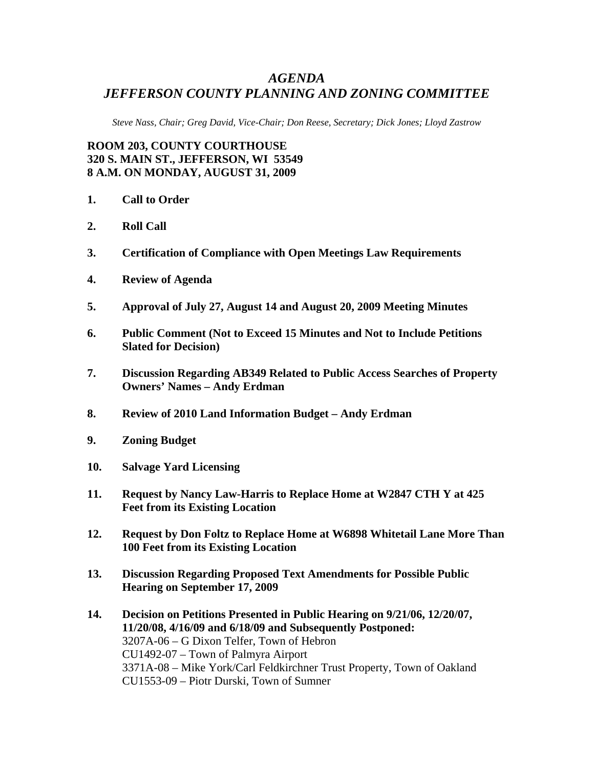# *AGENDA*
# *JEFFERSON COUNTY PLANNING AND ZONING COMMITTEE*

*Steve Nass, Chair; Greg David, Vice-Chair; Don Reese, Secretary; Dick Jones; Lloyd Zastrow*

**ROOM 203, COUNTY COURTHOUSE**
**320 S. MAIN ST., JEFFERSON, WI 53549**
**8 A.M. ON MONDAY, AUGUST 31, 2009**

1. **Call to Order**

2. **Roll Call**

3. **Certification of Compliance with Open Meetings Law Requirements**

4. **Review of Agenda**

5. **Approval of July 27, August 14 and August 20, 2009 Meeting Minutes**

6. **Public Comment (Not to Exceed 15 Minutes and Not to Include Petitions Slated for Decision)**

7. **Discussion Regarding AB349 Related to Public Access Searches of Property Owners' Names – Andy Erdman**

8. **Review of 2010 Land Information Budget – Andy Erdman**

9. **Zoning Budget**

10. **Salvage Yard Licensing**

11. **Request by Nancy Law-Harris to Replace Home at W2847 CTH Y at 425 Feet from its Existing Location**

12. **Request by Don Foltz to Replace Home at W6898 Whitetail Lane More Than 100 Feet from its Existing Location**

13. **Discussion Regarding Proposed Text Amendments for Possible Public Hearing on September 17, 2009**

14. **Decision on Petitions Presented in Public Hearing on 9/21/06, 12/20/07, 11/20/08, 4/16/09 and 6/18/09 and Subsequently Postponed:**
    3207A-06 – G Dixon Telfer, Town of Hebron
    CU1492-07 – Town of Palmyra Airport
    3371A-08 – Mike York/Carl Feldkirchner Trust Property, Town of Oakland
    CU1553-09 – Piotr Durski, Town of Sumner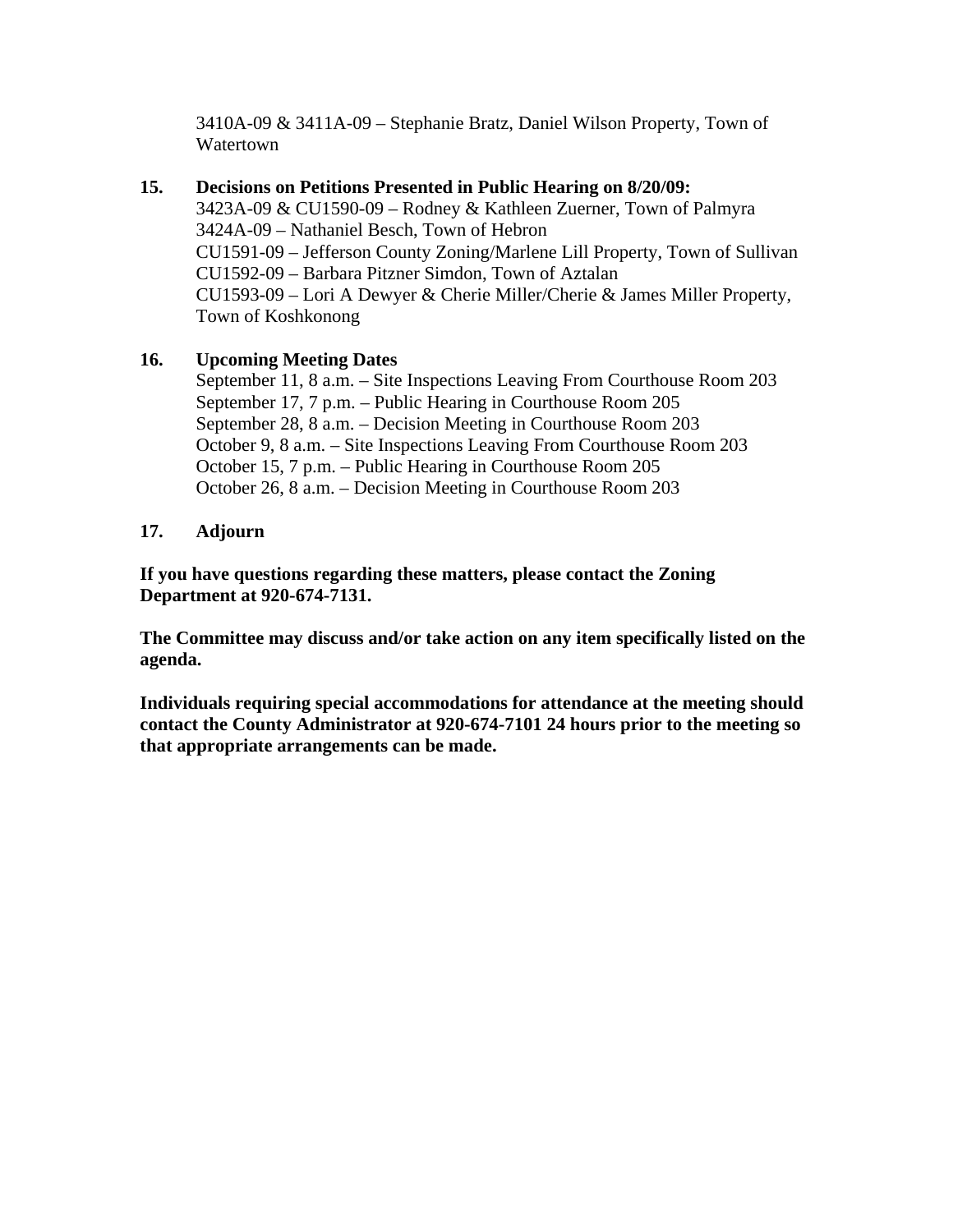3410A-09 & 3411A-09 – Stephanie Bratz, Daniel Wilson Property, Town of Watertown

**15. Decisions on Petitions Presented in Public Hearing on 8/20/09:**

3423A-09 & CU1590-09 – Rodney & Kathleen Zuerner, Town of Palmyra
3424A-09 – Nathaniel Besch, Town of Hebron
CU1591-09 – Jefferson County Zoning/Marlene Lill Property, Town of Sullivan
CU1592-09 – Barbara Pitzner Simdon, Town of Aztalan
CU1593-09 – Lori A Dewyer & Cherie Miller/Cherie & James Miller Property, Town of Koshkonong

**16. Upcoming Meeting Dates**

September 11, 8 a.m. – Site Inspections Leaving From Courthouse Room 203
September 17, 7 p.m. – Public Hearing in Courthouse Room 205
September 28, 8 a.m. – Decision Meeting in Courthouse Room 203
October 9, 8 a.m. – Site Inspections Leaving From Courthouse Room 203
October 15, 7 p.m. – Public Hearing in Courthouse Room 205
October 26, 8 a.m. – Decision Meeting in Courthouse Room 203

**17. Adjourn**

**If you have questions regarding these matters, please contact the Zoning Department at 920-674-7131.**

**The Committee may discuss and/or take action on any item specifically listed on the agenda.**

**Individuals requiring special accommodations for attendance at the meeting should contact the County Administrator at 920-674-7101 24 hours prior to the meeting so that appropriate arrangements can be made.**